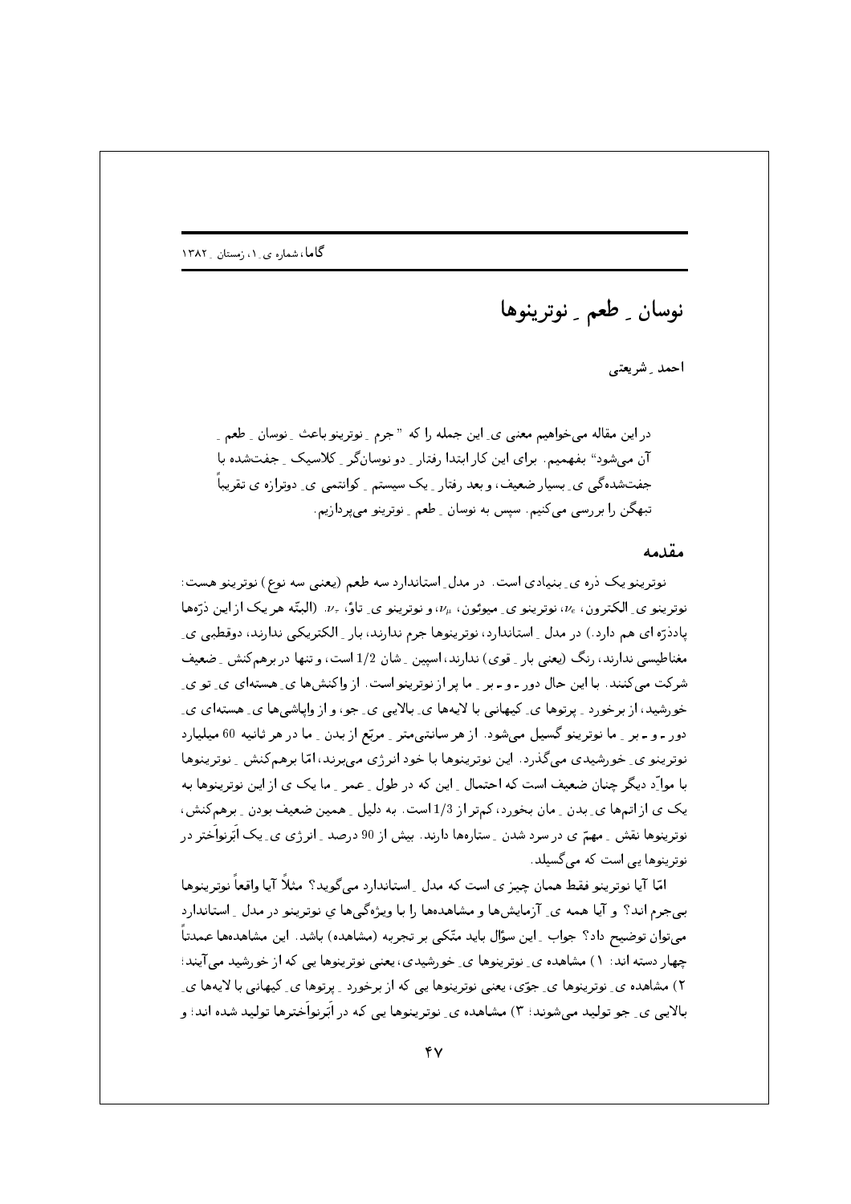# نوسانِ طعمِ نوترینوها

احمد ِشریعتی

در این مقاله می‌خواهیم معنی یِ این جمله را که "جرمِ نوترینو باعثِ نوسانِ طعمِ آن می‌شود" بفهمیم. برای این کار ابتدا رفتارِ دو نوسان‌گرِ کلاسیکِ جفت‌شده با جفت‌شده‌گی یِ بسیار ضعیف، و بعد رفتارِ یک سیستمِ کوانتمی یِ دوترازه یِ تقریباً تبهگن را بررسی می‌کنیم. سپس به نوسانِ طعمِ نوترینو می‌پردازیم.

## مقدمه

نوترینو یک ذره یِ بنیادی است. در مدلِ استاندارد سه طعم (یعنی سه نوع) نوترینو هست: نوترینو یِ الکترون، $\nu_e$، نوترینو یِ میوئون، $\nu_\mu$، و نوترینو یِ تاؤ، $\nu_\tau$. (البتّه هر یک از این ذرّه‌ها پادذرّه ای هم دارد.) در مدلِ استاندارد، نوترینوها جرم ندارند، بارِ الکتریکی ندارند، دوقطبی یِ مغناطیسی ندارند، رنگ (یعنی بارِ قوی) ندارند، اسپینِ شان 1/2 است، و تنها در برهم‌کنشِ ضعیف شرکت می‌کنند. با این حال دور-و-برِ ما پر از نوترینو است. از واکنش‌ها یِ هسته‌ای یِ تو یِ خورشید، از برخوردِ پرتوها یِ کیهانی با لایه‌ها یِ بالایی یِ جو، و از واپاشی‌ها یِ هسته‌ای یِ دور-و-برِ ما نوترینو گسیل می‌شود. از هر سانتی‌مترِ مربّع از بدنِ ما در هر ثانیه 60 میلیارد نوترینو یِ خورشیدی می‌گذرد. این نوترینوها با خود انرژی می‌برند، امّا برهم‌کنشِ نوترینوها با موادِّ دیگر چنان ضعیف است که احتمالِ این که در طولِ عمرِ ما یک ی از این نوترینوها به یک ی از اتم‌ها یِ بدنِ مان بخورد، کم‌تر از 1/3 است. به دلیلِ همین ضعیف بودنِ برهم‌کنش، نوترینوها نقشِ مهمّ ی در سرد شدنِ ستاره‌ها دارند. بیش از 90 درصدِ انرژی یِ یک اَبَرنواَختر در نوترینوها یی است که می‌گسیلد.

امّا آیا نوترینو فقط همان چیز ی است که مدلِ استاندارد می‌گوید؟ مثلاً آیا واقعاً نوترینوها بی‌جرم اند؟ و آیا همه یِ آزمایش‌ها و مشاهده‌ها را با ویژه‌گی‌ها یِ نوترینو در مدلِ استاندارد می‌توان توضیح داد؟ جوابِ این سؤال باید متّکی بر تجربه (مشاهده) باشد. این مشاهده‌ها عمدتاً چهار دسته اند: ۱) مشاهده یِ نوترینوها یِ خورشیدی، یعنی نوترینوها یی که از خورشید می‌آیند؛ ۲) مشاهده یِ نوترینوها یِ جوّی، یعنی نوترینوها یی که از برخوردِ پرتوها یِ کیهانی با لایه‌ها یِ بالایی یِ جو تولید می‌شوند؛ ۳) مشاهده یِ نوترینوها یی که در اَبَرنواَخترها تولید شده اند؛ و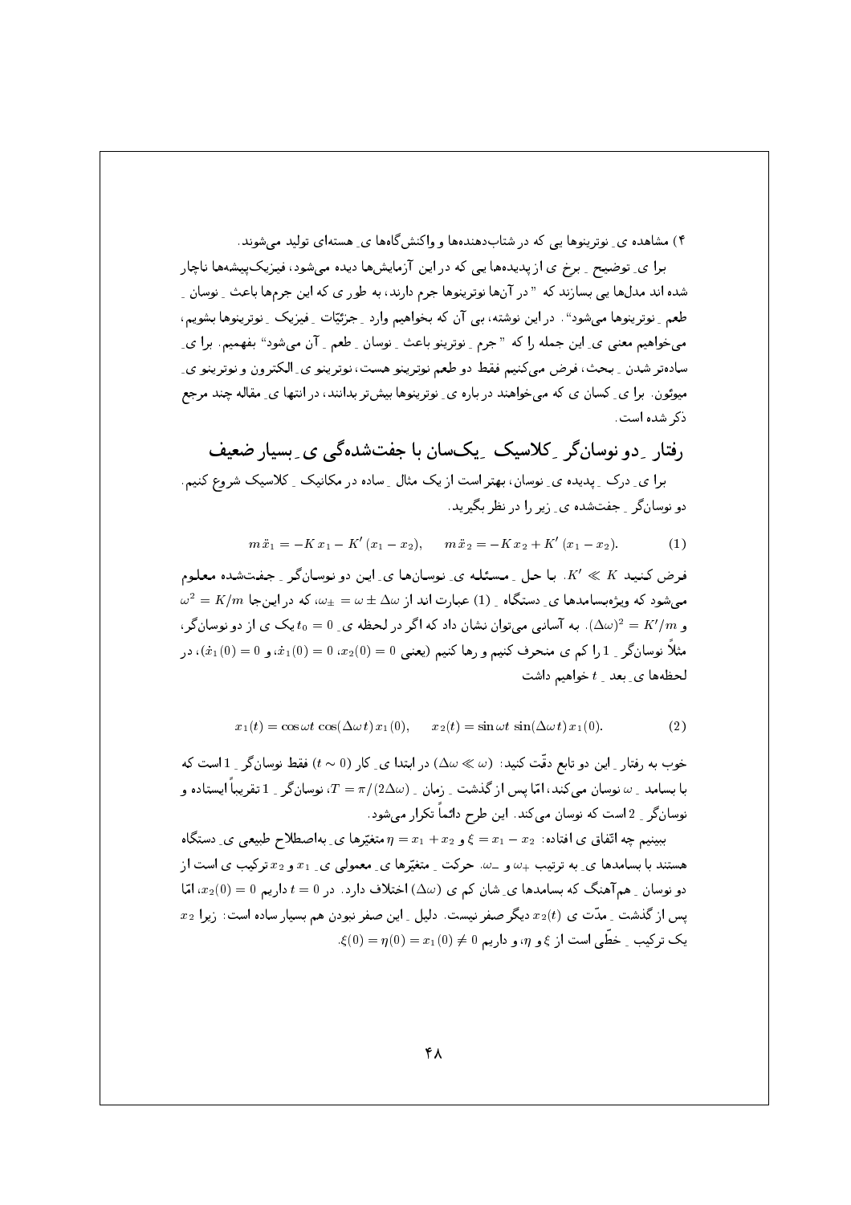۴) مشاهده ی ِ نوترینوها یی که در شتاب‌دهنده‌ها و واکنش‌گاه‌ها ی ِ هسته‌ای تولید می‌شوند.

برا ی ِ توضیح ِ برخ ی از پدیده‌ها یی که در این آزمایش‌ها دیده می‌شود، فیزیک‌پیشه‌ها ناچار شده اند مدل‌ها یی بسازند که "در آن‌ها نوترینوها جرم دارند، به طور ی که این جرم‌ها باعث ِ نوسان ِ طعم ِ نوترینوها می‌شود". در این نوشته، بی آن که بخواهیم وارد ِ جزئیّات ِ فیزیک ِ نوترینوها بشویم، می‌خواهیم معنی ی ِ این جمله را که "جرم ِ نوترینو باعث ِ نوسان ِ طعم ِ آن می‌شود" بفهمیم. برا ی ِ ساده‌تر شدن ِ بحث، فرض می‌کنیم فقط دو طعم نوترینو هست، نوترینو ی ِ الکترون و نوترینو ی ِ میوئون. برا ی ِ کسان ی که می‌خواهند در باره ی ِ نوترینوها بیش‌تر بدانند، در انتها ی ِ مقاله چند مرجع ذکر شده است.

## رفتار ِ دو نوسان‌گر ِ کلاسیک ِ یک‌سان با جفت‌شده‌گی ی ِ بسیار ضعیف

برا ی ِ درک ِ پدیده ی ِ نوسان، بهتر است از یک مثال ِ ساده در مکانیک ِ کلاسیک شروع کنیم. دو نوسان‌گر ِ جفت‌شده ی ِ زیر را در نظر بگیرید.

$$m\,\ddot{x}_1 = -K\,x_1 - K'\,(x_1 - x_2), \qquad m\,\ddot{x}_2 = -K\,x_2 + K'\,(x_1 - x_2). \tag{1}$$

فرض کنید $K' \ll K$. با حل ِ مسئله ی ِ نوسان‌ها ی ِ این دو نوسان‌گر ِ جفت‌شده معلوم می‌شود که ویژه‌بسامدها ی ِ دستگاه ِ (1) عبارت اند از $\omega_\pm = \omega \pm \Delta\omega$، که در این‌جا $\omega^2 = K/m$ و $(\Delta\omega)^2 = K'/m$. به آسانی می‌توان نشان داد که اگر در لحظه ی ِ $t_0 = 0$ یک ی از دو نوسان‌گر، مثلاً نوسان‌گر ِ 1 را کم ی منحرف کنیم و رها کنیم (یعنی $x_2(0) = 0$، $\dot{x}_1(0) = 0$، و $\dot{x}_1(0) = 0$)، در لحظه‌ها ی ِ بعد ِ $t$ خواهیم داشت

$$x_1(t) = \cos\omega t\,\cos(\Delta\omega t)\,x_1(0), \qquad x_2(t) = \sin\omega t\,\sin(\Delta\omega t)\,x_1(0). \tag{2}$$

خوب به رفتار ِ این دو تابع دقّت کنید: ($\Delta\omega \ll \omega$) در ابتدا ی ِ کار ($t \sim 0$) فقط نوسان‌گر ِ 1 است که با بسامد ِ $\omega$ نوسان می‌کند، امّا پس از گذشت ِ زمان ِ $T = \pi/(2\Delta\omega)$، نوسان‌گر ِ 1 تقریباً ایستاده و نوسان‌گر ِ 2 است که نوسان می‌کند. این طرح دائماً تکرار می‌شود.

ببینیم چه اتّفاق ی افتاده: $\xi = x_1 - x_2$ و $\eta = x_1 + x_2$ متغیّرها ی ِ به‌اصطلاح طبیعی ی ِ دستگاه هستند با بسامدها ی ِ به ترتیب $\omega_+$ و $\omega_-$. حرکت ِ متغیّرها ی ِ معمولی ی ِ $x_1$ و $x_2$ ترکیب ی است از دو نوسان ِ هم‌آهنگ که بسامدها ی ِ شان کم ی ($\Delta\omega$) اختلاف دارد. در $t = 0$ داریم $x_2(0) = 0$، امّا پس از گذشت ِ مدّت ی $x_2(t)$ دیگر صفر نیست. دلیل ِ این صفر نبودن هم بسیار ساده است: زیرا $x_2$ یک ترکیب ِ خطّی است از $\xi$ و $\eta$، و داریم $\xi(0) = \eta(0) = x_1(0) \neq 0$.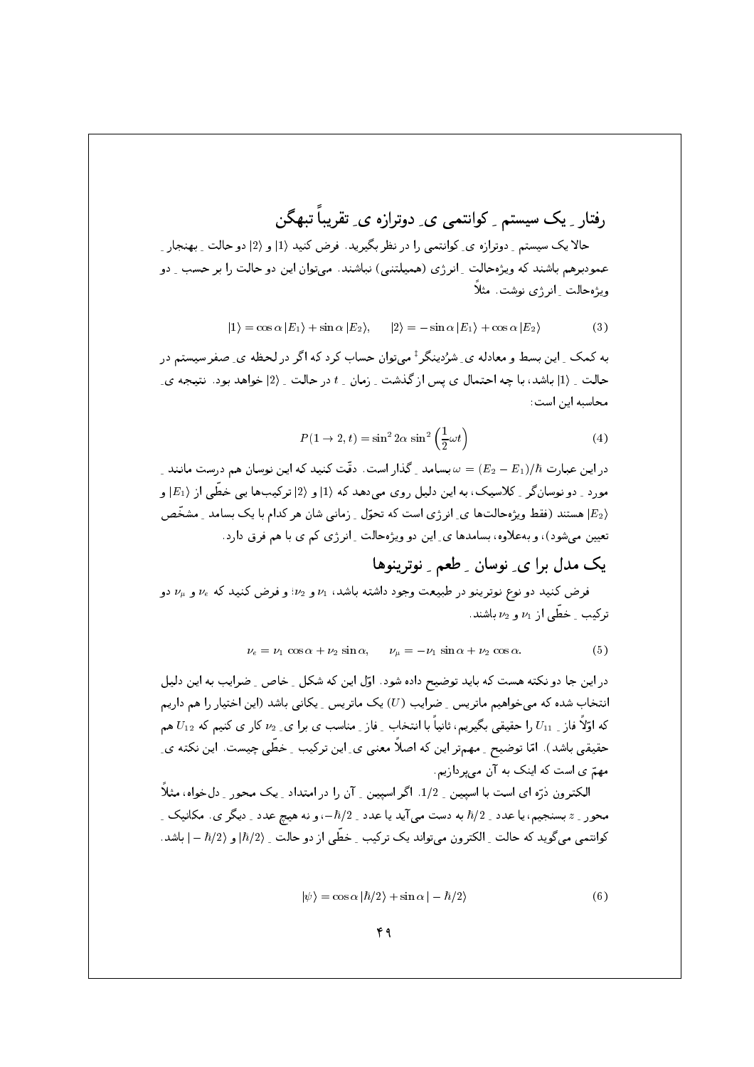## رفتار ـ یک سیستم ـ کوانتمی ی ـ دوترازه ی ـ تقریباً تبهگن

حالا یک سیستم ـ دوترازه ی ـ کوانتمی را در نظر بگیرید. فرض کنید $|1\rangle$ و $|2\rangle$ دو حالت ـ بهنجار ـ عمودبرهم باشند که ویژه‌حالت ـ انرژی (همیلتنی) نباشند. می‌توان این دو حالت را بر حسب ـ دو ویژه‌حالت ـ انرژی نوشت. مثلاً

$$|1\rangle = \cos\alpha\,|E_1\rangle + \sin\alpha\,|E_2\rangle, \qquad |2\rangle = -\sin\alpha\,|E_1\rangle + \cos\alpha\,|E_2\rangle \tag{3}$$

به کمک ـ این بسط و معادله ی ـ شرُدینگر[‡] می‌توان حساب کرد که اگر در لحظه ی ـ صفر سیستم در حالت ـ $|1\rangle$ باشد، با چه احتمال ی پس از گذشت ـ زمان ـ $t$ در حالت ـ $|2\rangle$ خواهد بود. نتیجه ی ـ محاسبه این است:

$$P(1 \to 2, t) = \sin^2 2\alpha\, \sin^2\left(\frac{1}{2}\omega t\right) \tag{4}$$

در این عبارت $\omega = (E_2 - E_1)/\hbar$ بسامد ـ گذار است. دقّت کنید که این نوسان هم درست مانند ـ مورد ـ دو نوسان‌گر ـ کلاسیک، به این دلیل روی می‌دهد که $|1\rangle$ و $|2\rangle$ ترکیب‌ها یی خطّی از $|E_1\rangle$ و $|E_2\rangle$ هستند (فقط ویژه‌حالت‌ها ی ـ انرژی است که تحوّل ـ زمانی شان هر کدام با یک بسامد ـ مشخّص تعیین می‌شود)، و به‌علاوه، بسامدها ی ـ این دو ویژه‌حالت ـ انرژی کم ی با هم فرق دارد.

## یک مدل برا ی ـ نوسان ـ طعم ـ نوترینوها

فرض کنید دو نوع نوترینو در طبیعت وجود داشته باشد، $\nu_1$ و $\nu_2$؛ و فرض کنید که $\nu_e$ و $\nu_\mu$ دو ترکیب ـ خطّی از $\nu_1$ و $\nu_2$ باشند.

$$\nu_e = \nu_1\,\cos\alpha + \nu_2\,\sin\alpha, \qquad \nu_\mu = -\nu_1\,\sin\alpha + \nu_2\,\cos\alpha. \tag{5}$$

در این جا دو نکته هست که باید توضیح داده شود. اوّل این که شکل ـ خاص ـ ضرایب به این دلیل انتخاب شده که می‌خواهیم ماتریس ـ ضرایب ($U$) یک ماتریس ـ یکانی باشد (این اختیار را هم داریم که اوّلاً فاز ـ $U_{11}$ را حقیقی بگیریم، ثانیاً با انتخاب ـ فاز ـ مناسب ی برا ی ـ $\nu_2$ کار ی کنیم که $U_{12}$ هم حقیقی باشد). امّا توضیح ـ مهم‌تر این که اصلاً معنی ی ـ این ترکیب ـ خطّی چیست. این نکته ی ـ مهمّ ی است که اینک به آن می‌پردازیم.

الکترون ذرّه ای است با اسپین ـ $1/2$. اگر اسپین ـ آن را در امتداد ـ یک محور ـ دل‌خواه، مثلاً محور ـ $z$ بسنجیم، یا عدد ـ $\hbar/2$ به دست می‌آید یا عدد ـ $-\hbar/2$، و نه هیچ عدد ـ دیگر ی. مکانیک ـ کوانتمی می‌گوید که حالت ـ الکترون می‌تواند یک ترکیب ـ خطّی از دو حالت ـ $|\hbar/2\rangle$ و $|-\hbar/2\rangle$ باشد.

$$|\psi\rangle = \cos\alpha\,|\hbar/2\rangle + \sin\alpha\,|-\hbar/2\rangle \tag{6}$$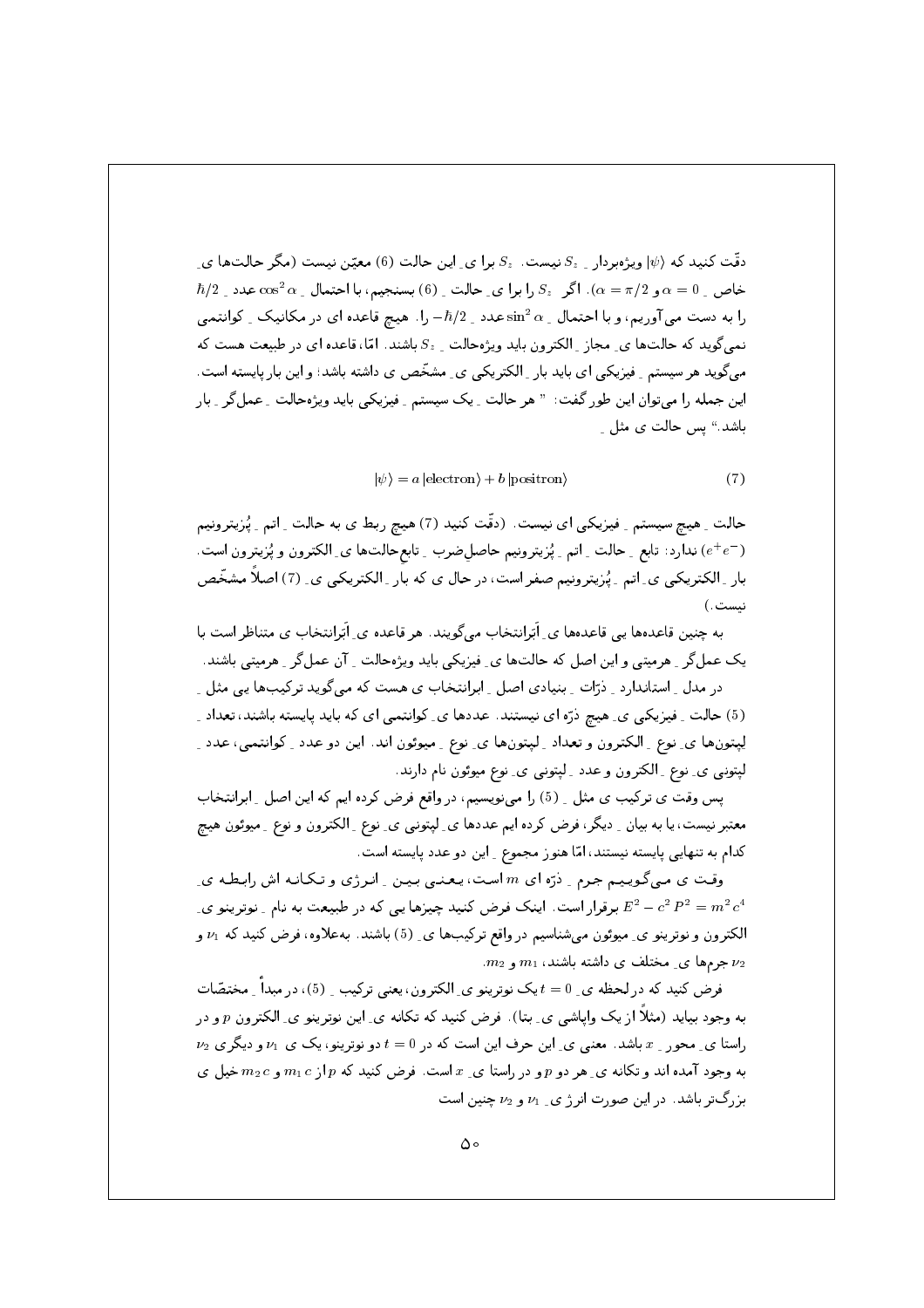دقّت کنید که $|\psi\rangle$ ویژه‌بردار ِ $S_z$ نیست. $S_z$ برا ی ِ این حالت (6) معیّن نیست (مگر حالت‌ها ی ِ خاص ِ $\alpha = 0$ و $\alpha = \pi/2$). اگر $S_z$ را برا ی ِ حالت ِ (6) بسنجیم، با احتمال ِ $\cos^2\alpha$ عدد ِ $\hbar/2$ را به دست می‌آوریم، و با احتمال ِ $\sin^2\alpha$ عدد ِ $-\hbar/2$ را. هیچ قاعده ای در مکانیک ِ کوانتمی نمی‌گوید که حالت‌ها ی ِ مجاز ِ الکترون باید ویژه‌حالت ِ $S_z$ باشند. امّا، قاعده ای در طبیعت هست که می‌گوید هر سیستم ِ فیزیکی ای باید بار ِ الکتریکی ی ِ مشخّص ی داشته باشد؛ و این بار پایسته است. این جمله را می‌توان این طور گفت: " هر حالت ِ یک سیستم ِ فیزیکی باید ویژه‌حالت ِ عمل‌گر ِ بار باشد." پس حالت ی مثل ِ

$$|\psi\rangle = a\,|\text{electron}\rangle + b\,|\text{positron}\rangle \tag{7}$$

حالت ِ هیچ سیستم ِ فیزیکی ای نیست. (دقّت کنید (7) هیچ ربط ی به حالت ِ اتم ِ پُزیترونیم ($e^+e^-$) ندارد: تابع ِ حالت ِ اتم ِ پُزیترونیم حاصل‌ضرب ِ تابع‌حالت‌ها ی ِ الکترون و پُزیترون است. بار ِ الکتریکی ی ِ اتم ِ پُزیترونیم صفر است، در حال ی که بار ِ الکتریکی ی ِ (7) اصلاً مشخّص نیست.)

به چنین قاعده‌ها یی قاعده‌ها ی ِ اَبَرانتخاب می‌گویند. هر قاعده ی ِ اَبَرانتخاب ی متناظر است با یک عمل‌گر ِ هرمیتی و این اصل که حالت‌ها ی ِ فیزیکی باید ویژه‌حالت ِ آن عمل‌گر ِ هرمیتی باشند.

در مدل ِ استاندارد ِ ذرّات ِ بنیادی اصل ِ ابرانتخاب ی هست که می‌گوید ترکیب‌ها یی مثل ِ (5) حالت ِ فیزیکی ی ِ هیچ ذرّه ای نیستند. عددها ی ِ کوانتمی ای که باید پایسته باشند، تعداد ِ لپتون‌ها ی ِ نوع ِ الکترون و تعداد ِ لپتون‌ها ی ِ نوع ِ میوئون اند. این دو عدد ِ کوانتمی، عدد ِ لپتونی ی ِ نوع ِ الکترون و عدد ِ لپتونی ی ِ نوع میوئون نام دارند.

پس وقت ی ترکیب ی مثل ِ (5) را می‌نویسیم، در واقع فرض کرده ایم که این اصل ِ ابرانتخاب معتبر نیست، یا به بیان ِ دیگر، فرض کرده ایم عددها ی ِ لپتونی ی ِ نوع ِ الکترون و نوع ِ میوئون هیچ کدام به تنهایی پایسته نیستند، امّا هنوز مجموع ِ این دو عدد پایسته است.

وقت ی می‌گوییم جرم ِ ذرّه ای $m$ است، یعنی بین ِ انرژی و تکانه اش رابطه ی ِ $E^2 - c^2 P^2 = m^2 c^4$ برقرار است. اینک فرض کنید چیزها یی که در طبیعت به نام ِ نوترینو ی ِ الکترون و نوترینو ی ِ میوئون می‌شناسیم در واقع ترکیب‌ها ی ِ (5) باشند. به‌علاوه، فرض کنید که $\nu_1$ و $\nu_2$ جرم‌ها ی ِ مختلف ی داشته باشند، $m_1$ و $m_2$.

فرض کنید که در لحظه ی ِ $t = 0$ یک نوترینو ی ِ الکترون، یعنی ترکیب ِ (5)، در مبدأ ِ مختصّات به وجود بیاید (مثلاً از یک واپاشی ی ِ بتا). فرض کنید که تکانه ی ِ این نوترینو ی ِ الکترون $p$ و در راستا ی ِ محور ِ $x$ باشد. معنی ی ِ این حرف این است که در $t = 0$ دو نوترینو، یک ی $\nu_1$ و دیگری $\nu_2$ به وجود آمده اند و تکانه ی ِ هر دو $p$ و در راستا ی ِ $x$ است. فرض کنید که $p$ از $m_1 c$ و $m_2 c$ خیل ی بزرگ‌تر باشد. در این صورت انرژ ی ِ $\nu_1$ و $\nu_2$ چنین است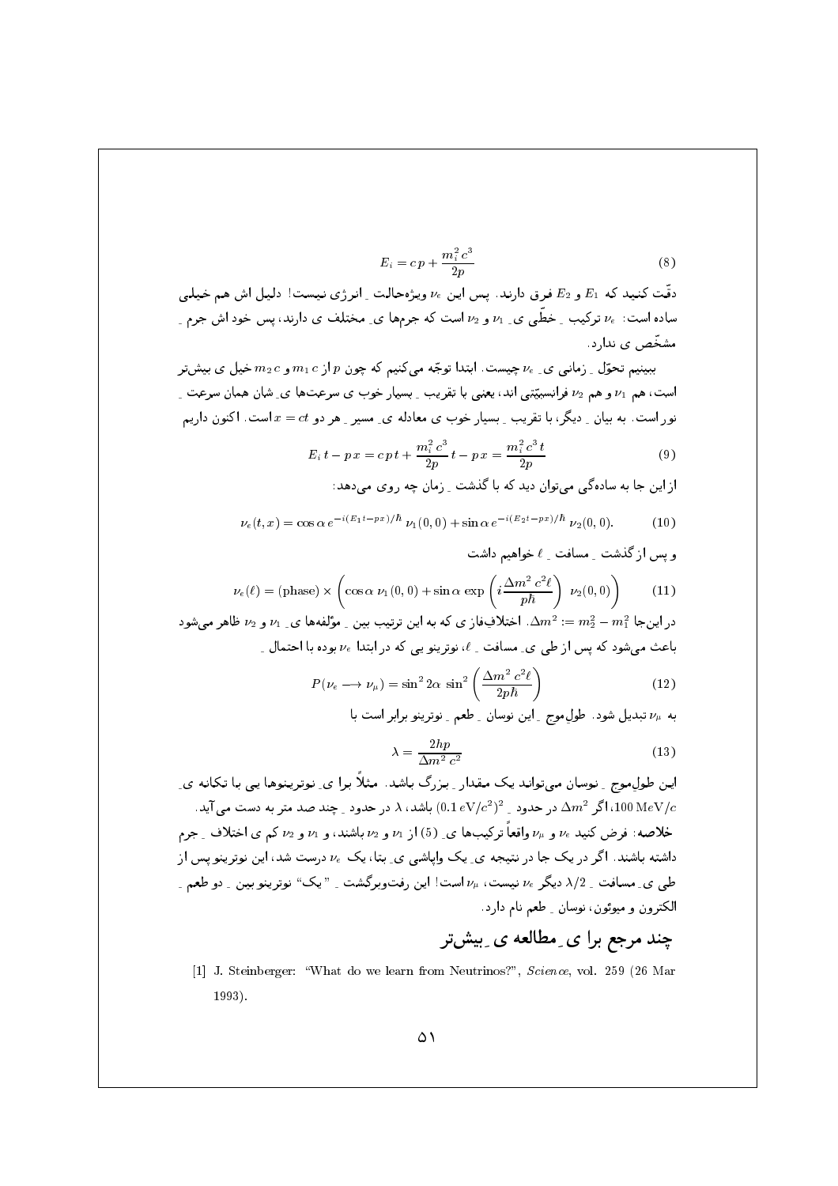$$E_i = c\,p + \frac{m_i^2\,c^3}{2p} \tag{8}$$

دقّت کنید که $E_1$ و $E_2$ فرق دارند. پس این $\nu_e$ ویژه‌حالت ـ انرژی نیست! دلیل اش هم خیلی ساده است: $\nu_e$ ترکیب ـ خطّی ی ـ $\nu_1$ و $\nu_2$ است که جرم‌ها ی ـ مختلف ی دارند، پس خود اش جرم ـ مشخّص ی ندارد.

ببینیم تحوّل ـ زمانی ی ـ $\nu_e$ چیست. ابتدا توجّه می‌کنیم که چون $p$ از $m_1\,c$ و $m_2\,c$ خیل ی بیش‌تر است، هم $\nu_1$ و هم $\nu_2$ فرانسبیّتی اند، یعنی با تقریب ـ بسیار خوب ی سرعت‌ها ی ـ شان همان سرعت ـ نور است. به بیان ـ دیگر، با تقریب ـ بسیار خوب ی معادله ی ـ مسیر ـ هر دو $x = ct$ است. اکنون داریم

$$E_i\,t - p\,x = c\,p\,t + \frac{m_i^2\,c^3}{2p}\,t - p\,x = \frac{m_i^2\,c^3\,t}{2p} \tag{9}$$

از این جا به ساده‌گی می‌توان دید که با گذشت ـ زمان چه روی می‌دهد:

$$\nu_e(t,x) = \cos\alpha\,e^{-i(E_1 t - p x)/\hbar}\,\nu_1(0,0) + \sin\alpha\,e^{-i(E_2 t - p x)/\hbar}\,\nu_2(0,0). \tag{10}$$

و پس از گذشت ـ مسافت ـ $\ell$ خواهیم داشت

$$\nu_e(\ell) = (\text{phase}) \times \left(\cos\alpha\,\nu_1(0,0) + \sin\alpha\,\exp\left(i\frac{\Delta m^2\,c^2\ell}{p\hbar}\right)\,\nu_2(0,0)\right) \tag{11}$$

در این‌جا $\Delta m^2 := m_2^2 - m_1^2$. اختلاف‌فاز ی که به این ترتیب بین ـ مؤلفه‌ها ی ـ $\nu_1$ و $\nu_2$ ظاهر می‌شود باعث می‌شود که پس از طی ی ـ مسافت ـ $\ell$، نوترینو یی که در ابتدا $\nu_e$ بوده با احتمال ـ

$$P(\nu_e \longrightarrow \nu_\mu) = \sin^2 2\alpha\,\sin^2\left(\frac{\Delta m^2\,c^2\ell}{2p\hbar}\right) \tag{12}$$

به $\nu_\mu$ تبدیل شود. طول‌موج ـ این نوسان ـ طعم ـ نوترینو برابر است با

$$\lambda = \frac{2hp}{\Delta m^2\,c^2} \tag{13}$$

این طول‌موج ـ نوسان می‌تواند یک مقدار ـ بزرگ باشد. مثلاً برا ی ـ نوترینوها یی با تکانه ی ـ $100\,\mathrm{MeV}/c$، اگر $\Delta m^2$ در حدود ـ $(0.1\,\mathrm{eV}/c^2)^2$ باشد، $\lambda$ در حدود ـ چند صد متر به دست می‌آید.

**خلاصه:** فرض کنید $\nu_e$ و $\nu_\mu$ واقعاً ترکیب‌ها ی ـ (5) از $\nu_1$ و $\nu_2$ باشند، و $\nu_1$ و $\nu_2$ کم ی اختلاف ـ جرم داشته باشند. اگر در یک جا در نتیجه ی ـ یک واپاشی ی ـ بتا، یک $\nu_e$ درست شد، این نوترینو پس از طی ی ـ مسافت ـ $\lambda/2$ دیگر $\nu_e$ نیست، $\nu_\mu$ است! این رفت‌وبرگشت ـ "یک" نوترینو بین ـ دو طعم ـ الکترون و میوئون، نوسان ـ طعم نام دارد.

## چند مرجع برا ی ـ مطالعه ی ـ بیش‌تر

[1] J. Steinberger: "What do we learn from Neutrinos?", *Science*, vol. 259 (26 Mar 1993).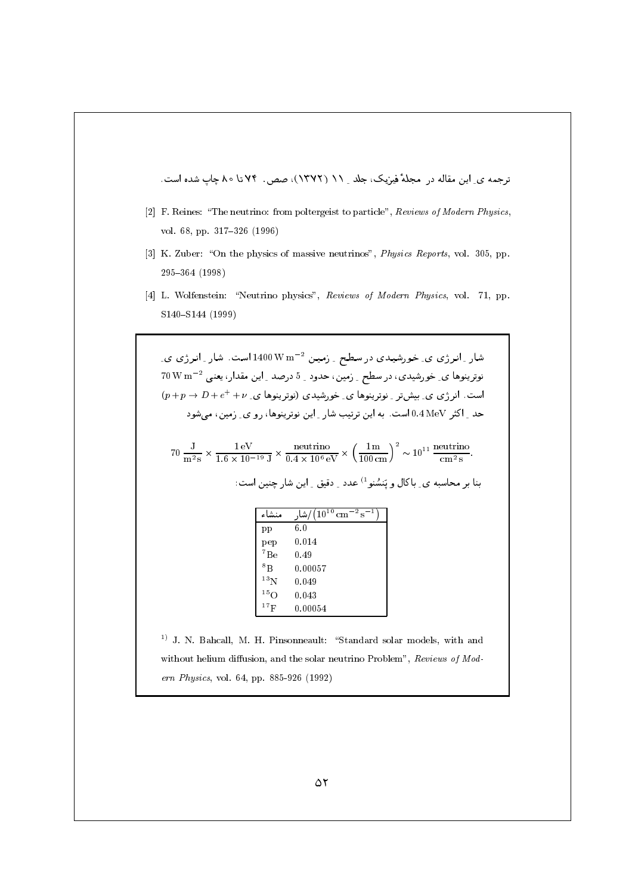ترجمه ی ِ این مقاله در مجلهٔ فیزیک، جلد ِ ۱۱ (۱۳۷۲)، صص. ۷۴ تا ۸۰ چاپ شده است.

[2] F. Reines: "The neutrino: from poltergeist to particle", *Reviews of Modern Physics*, vol. 68, pp. 317–326 (1996)

[3] K. Zuber: "On the physics of massive neutrinos", *Physics Reports*, vol. 305, pp. 295–364 (1998)

[4] L. Wolfenstein: "Neutrino physics", *Reviews of Modern Physics*, vol. 71, pp. S140–S144 (1999)

شار ِ انرژی ی ِ خورشیدی در سطح ِ زمین $1400\,\mathrm{W\,m^{-2}}$ است. شار ِ انرژی ی ِ نوترینوها ی ِ خورشیدی، در سطح ِ زمین، حدود ِ 5 درصد ِ این مقدار، یعنی $70\,\mathrm{W\,m^{-2}}$ است. انرژی ی ِ بیش‌تر ِ نوترینوها ی ِ خورشیدی (نوترینوها ی ِ $p+p\to D+e^{+}+\nu$) حد ِ اکثر $0.4\,\mathrm{MeV}$ است. به این ترتیب شار ِ این نوترینوها، رو ی ِ زمین، می‌شود

$$70\,\frac{\mathrm{J}}{\mathrm{m^2 s}}\times\frac{1\,\mathrm{eV}}{1.6\times10^{-19}\,\mathrm{J}}\times\frac{\mathrm{neutrino}}{0.4\times10^{6}\,\mathrm{eV}}\times\left(\frac{1\,\mathrm{m}}{100\,\mathrm{cm}}\right)^{2}\sim10^{11}\,\frac{\mathrm{neutrino}}{\mathrm{cm^2 s}}.$$

بنا بر محاسبه ی ِ باکال و پَنسُنو[1] عدد ِ دقیق ِ این شار چنین است:

| منشاء | شار/$(10^{10}\,\mathrm{cm^{-2}s^{-1}})$ |
|---|---|
| pp | 6.0 |
| pep | 0.014 |
| $^{7}$Be | 0.49 |
| $^{8}$B | 0.00057 |
| $^{13}$N | 0.049 |
| $^{15}$O | 0.043 |
| $^{17}$F | 0.00054 |

[1] J. N. Bahcall, M. H. Pinsonneault: "Standard solar models, with and without helium diffusion, and the solar neutrino Problem", *Reviews of Modern Physics*, vol. 64, pp. 885-926 (1992)